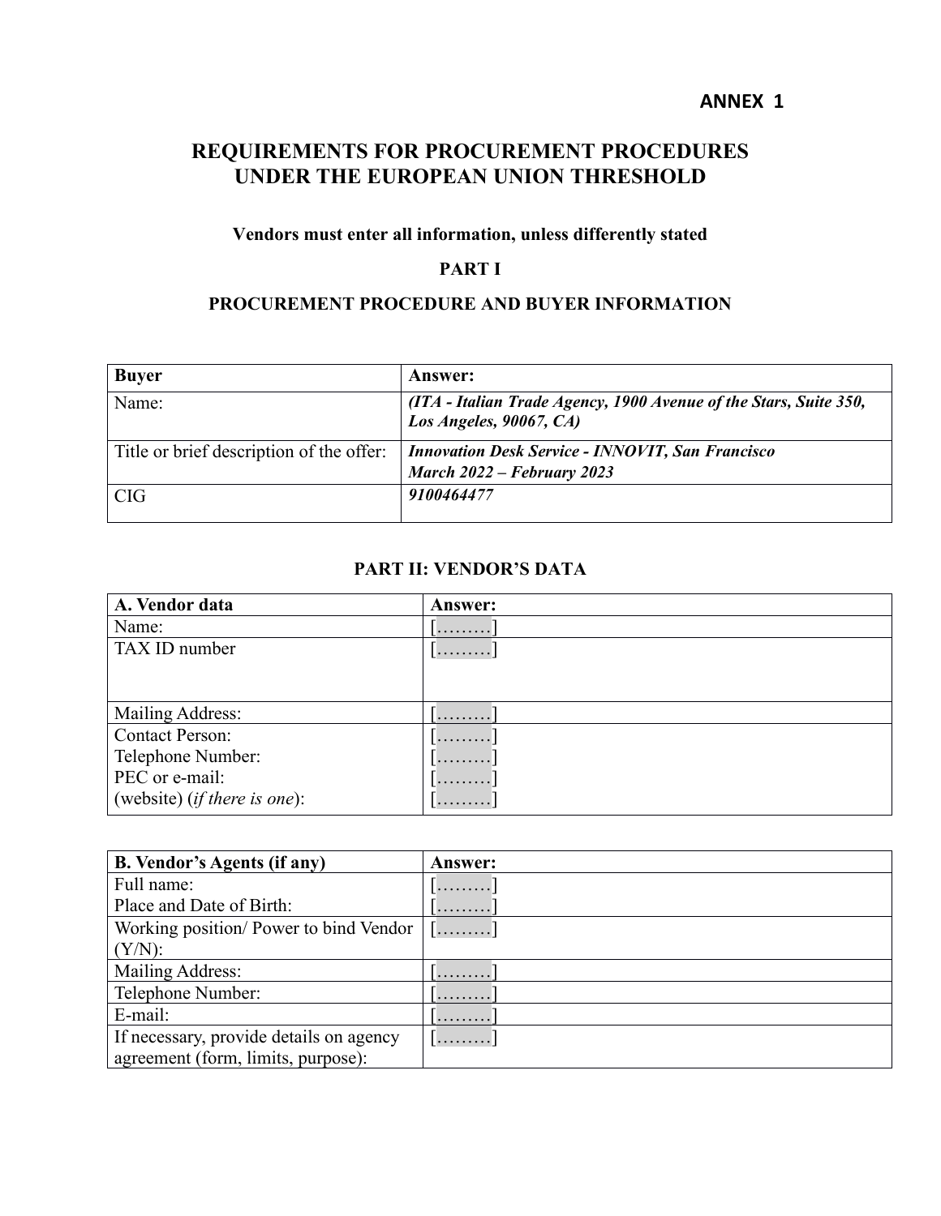**ANNEX 1**

# REQUIREMENTS FOR PROCUREMENT PROCEDURES UNDER THE EUROPEAN UNION THRESHOLD

**Vendors must enter all information, unless differently stated**

## PART I

## PROCUREMENT PROCEDURE AND BUYER INFORMATION

| Buyer | Answer: |
|---|---|
| Name: | ***(ITA - Italian Trade Agency, 1900 Avenue of the Stars, Suite 350, Los Angeles, 90067, CA)*** |
| Title or brief description of the offer: | ***Innovation Desk Service - INNOVIT, San Francisco*** <br> ***March 2022 – February 2023*** |
| CIG | ***9100464477*** |

## PART II: VENDOR'S DATA

| A. Vendor data | Answer: |
|---|---|
| Name: | [………] |
| TAX ID number | [………] |
| Mailing Address: | [………] |
| Contact Person: <br> Telephone Number: <br> PEC or e-mail: <br> (website) (*if there is one*): | [………] <br> [………] <br> [………] <br> [………] |

| B. Vendor's Agents (if any) | Answer: |
|---|---|
| Full name: <br> Place and Date of Birth: | [………] <br> [………] |
| Working position/ Power to bind Vendor (Y/N): | [………] |
| Mailing Address: | [………] |
| Telephone Number: | [………] |
| E-mail: | [………] |
| If necessary, provide details on agency agreement (form, limits, purpose): | [………] |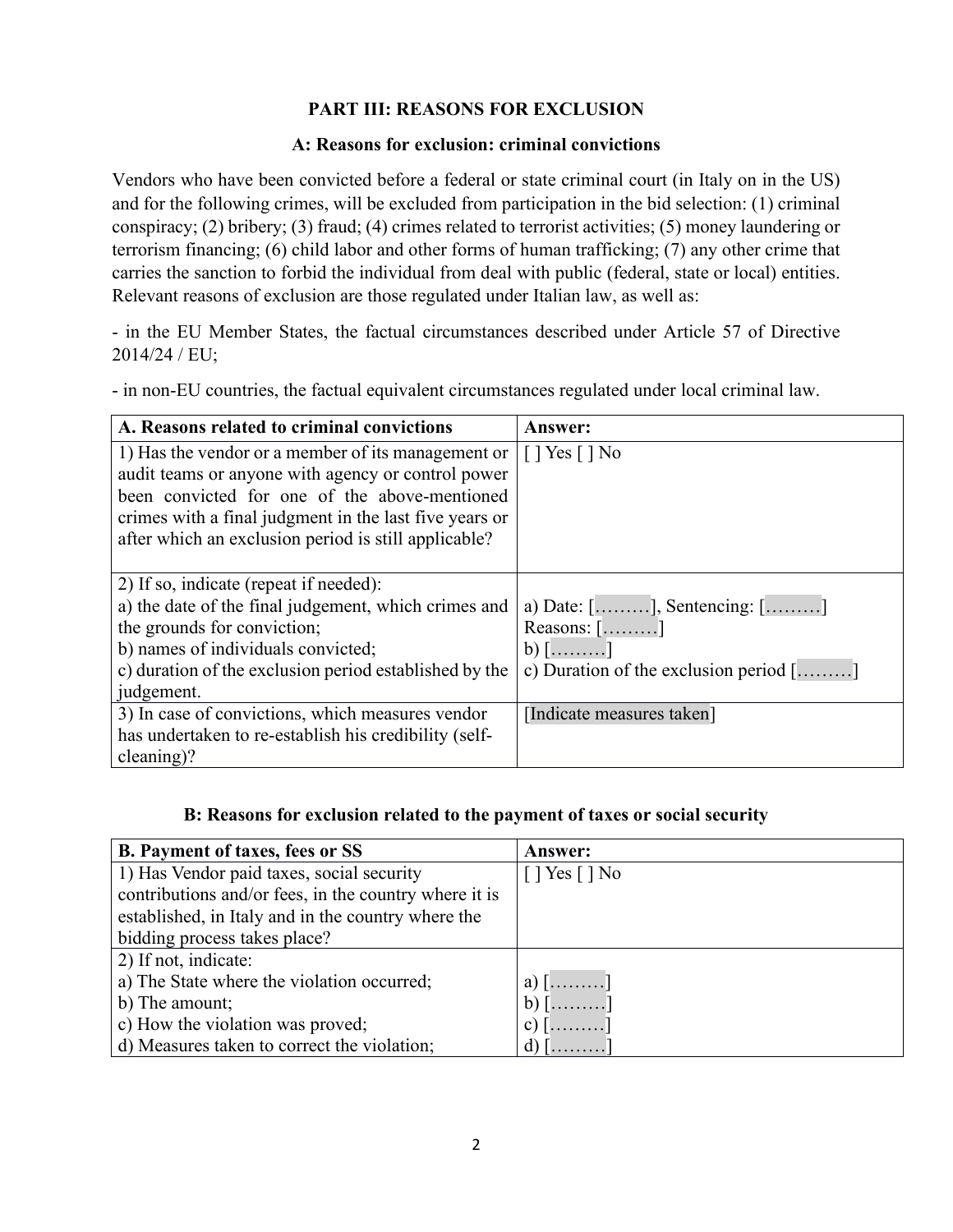## PART III: REASONS FOR EXCLUSION

### A: Reasons for exclusion: criminal convictions

Vendors who have been convicted before a federal or state criminal court (in Italy on in the US) and for the following crimes, will be excluded from participation in the bid selection: (1) criminal conspiracy; (2) bribery; (3) fraud; (4) crimes related to terrorist activities; (5) money laundering or terrorism financing; (6) child labor and other forms of human trafficking; (7) any other crime that carries the sanction to forbid the individual from deal with public (federal, state or local) entities. Relevant reasons of exclusion are those regulated under Italian law, as well as:

- in the EU Member States, the factual circumstances described under Article 57 of Directive 2014/24 / EU;

- in non-EU countries, the factual equivalent circumstances regulated under local criminal law.

| A. Reasons related to criminal convictions | Answer: |
| --- | --- |
| 1) Has the vendor or a member of its management or audit teams or anyone with agency or control power been convicted for one of the above-mentioned crimes with a final judgment in the last five years or after which an exclusion period is still applicable? | [ ] Yes [ ] No |
| 2) If so, indicate (repeat if needed):<br>a) the date of the final judgement, which crimes and the grounds for conviction;<br>b) names of individuals convicted;<br>c) duration of the exclusion period established by the judgement. | a) Date: [………], Sentencing: [………]<br>Reasons: [………]<br>b) [………]<br>c) Duration of the exclusion period [………] |
| 3) In case of convictions, which measures vendor has undertaken to re-establish his credibility (self-cleaning)? | [Indicate measures taken] |

### B: Reasons for exclusion related to the payment of taxes or social security

| B. Payment of taxes, fees or SS | Answer: |
| --- | --- |
| 1) Has Vendor paid taxes, social security contributions and/or fees, in the country where it is established, in Italy and in the country where the bidding process takes place? | [ ] Yes [ ] No |
| 2) If not, indicate:<br>a) The State where the violation occurred;<br>b) The amount;<br>c) How the violation was proved;<br>d) Measures taken to correct the violation; | a) [………]<br>b) [………]<br>c) [………]<br>d) [………] |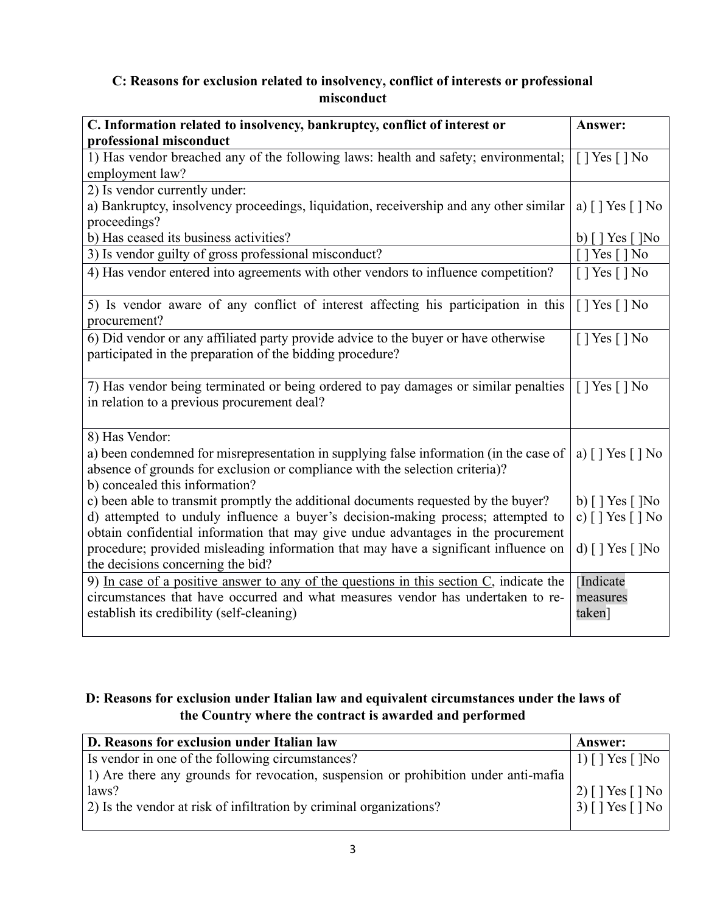### C: Reasons for exclusion related to insolvency, conflict of interests or professional misconduct

| C. Information related to insolvency, bankruptcy, conflict of interest or professional misconduct | Answer: |
|---|---|
| 1) Has vendor breached any of the following laws: health and safety; environmental; employment law? | [ ] Yes [ ] No |
| 2) Is vendor currently under:<br>a) Bankruptcy, insolvency proceedings, liquidation, receivership and any other similar proceedings?<br>b) Has ceased its business activities? | a) [ ] Yes [ ] No<br><br>b) [ ] Yes [ ]No |
| 3) Is vendor guilty of gross professional misconduct? | [ ] Yes [ ] No |
| 4) Has vendor entered into agreements with other vendors to influence competition? | [ ] Yes [ ] No |
| 5) Is vendor aware of any conflict of interest affecting his participation in this procurement? | [ ] Yes [ ] No |
| 6) Did vendor or any affiliated party provide advice to the buyer or have otherwise participated in the preparation of the bidding procedure? | [ ] Yes [ ] No |
| 7) Has vendor being terminated or being ordered to pay damages or similar penalties in relation to a previous procurement deal? | [ ] Yes [ ] No |
| 8) Has Vendor:<br>a) been condemned for misrepresentation in supplying false information (in the case of absence of grounds for exclusion or compliance with the selection criteria)?<br>b) concealed this information?<br>c) been able to transmit promptly the additional documents requested by the buyer?<br>d) attempted to unduly influence a buyer's decision-making process; attempted to obtain confidential information that may give undue advantages in the procurement procedure; provided misleading information that may have a significant influence on the decisions concerning the bid? | a) [ ] Yes [ ] No<br><br>b) [ ] Yes [ ]No<br>c) [ ] Yes [ ] No<br><br>d) [ ] Yes [ ]No |
| 9) <u>In case of a positive answer to any of the questions in this section C</u>, indicate the circumstances that have occurred and what measures vendor has undertaken to re-establish its credibility (self-cleaning) | [Indicate measures taken] |

### D: Reasons for exclusion under Italian law and equivalent circumstances under the laws of the Country where the contract is awarded and performed

| D. Reasons for exclusion under Italian law | Answer: |
|---|---|
| Is vendor in one of the following circumstances?<br>1) Are there any grounds for revocation, suspension or prohibition under anti-mafia laws?<br>2) Is the vendor at risk of infiltration by criminal organizations? | 1) [ ] Yes [ ]No<br><br>2) [ ] Yes [ ] No<br>3) [ ] Yes [ ] No |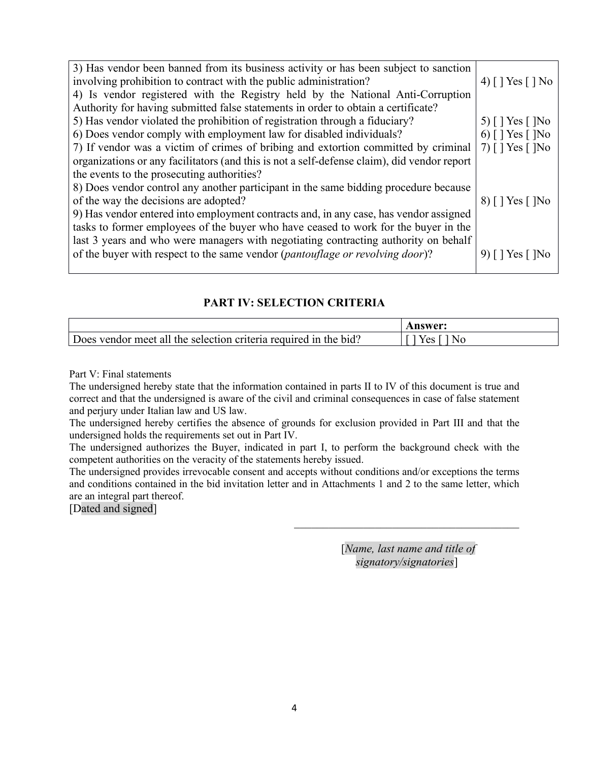| | |
|---|---|
| 3) Has vendor been banned from its business activity or has been subject to sanction involving prohibition to contract with the public administration? | 4) [ ] Yes [ ] No |
| 4) Is vendor registered with the Registry held by the National Anti-Corruption Authority for having submitted false statements in order to obtain a certificate? | |
| 5) Has vendor violated the prohibition of registration through a fiduciary? | 5) [ ] Yes [ ]No |
| 6) Does vendor comply with employment law for disabled individuals? | 6) [ ] Yes [ ]No |
| 7) If vendor was a victim of crimes of bribing and extortion committed by criminal organizations or any facilitators (and this is not a self-defense claim), did vendor report the events to the prosecuting authorities? | 7) [ ] Yes [ ]No |
| 8) Does vendor control any another participant in the same bidding procedure because of the way the decisions are adopted? | 8) [ ] Yes [ ]No |
| 9) Has vendor entered into employment contracts and, in any case, has vendor assigned tasks to former employees of the buyer who have ceased to work for the buyer in the last 3 years and who were managers with negotiating contracting authority on behalf of the buyer with respect to the same vendor (*pantouflage or revolving door*)? | 9) [ ] Yes [ ]No |

## PART IV: SELECTION CRITERIA

| | **Answer:** |
|---|---|
| Does vendor meet all the selection criteria required in the bid? | [ ] Yes [ ] No |

Part V: Final statements

The undersigned hereby state that the information contained in parts II to IV of this document is true and correct and that the undersigned is aware of the civil and criminal consequences in case of false statement and perjury under Italian law and US law.

The undersigned hereby certifies the absence of grounds for exclusion provided in Part III and that the undersigned holds the requirements set out in Part IV.

The undersigned authorizes the Buyer, indicated in part I, to perform the background check with the competent authorities on the veracity of the statements hereby issued.

The undersigned provides irrevocable consent and accepts without conditions and/or exceptions the terms and conditions contained in the bid invitation letter and in Attachments 1 and 2 to the same letter, which are an integral part thereof.

[Dated and signed]

\_\_\_\_\_\_\_\_\_\_\_\_\_\_\_\_\_\_\_\_\_\_\_\_\_\_\_\_\_\_\_\_\_\_\_\_\_\_\_\_\_\_

[*Name, last name and title of signatory/signatories*]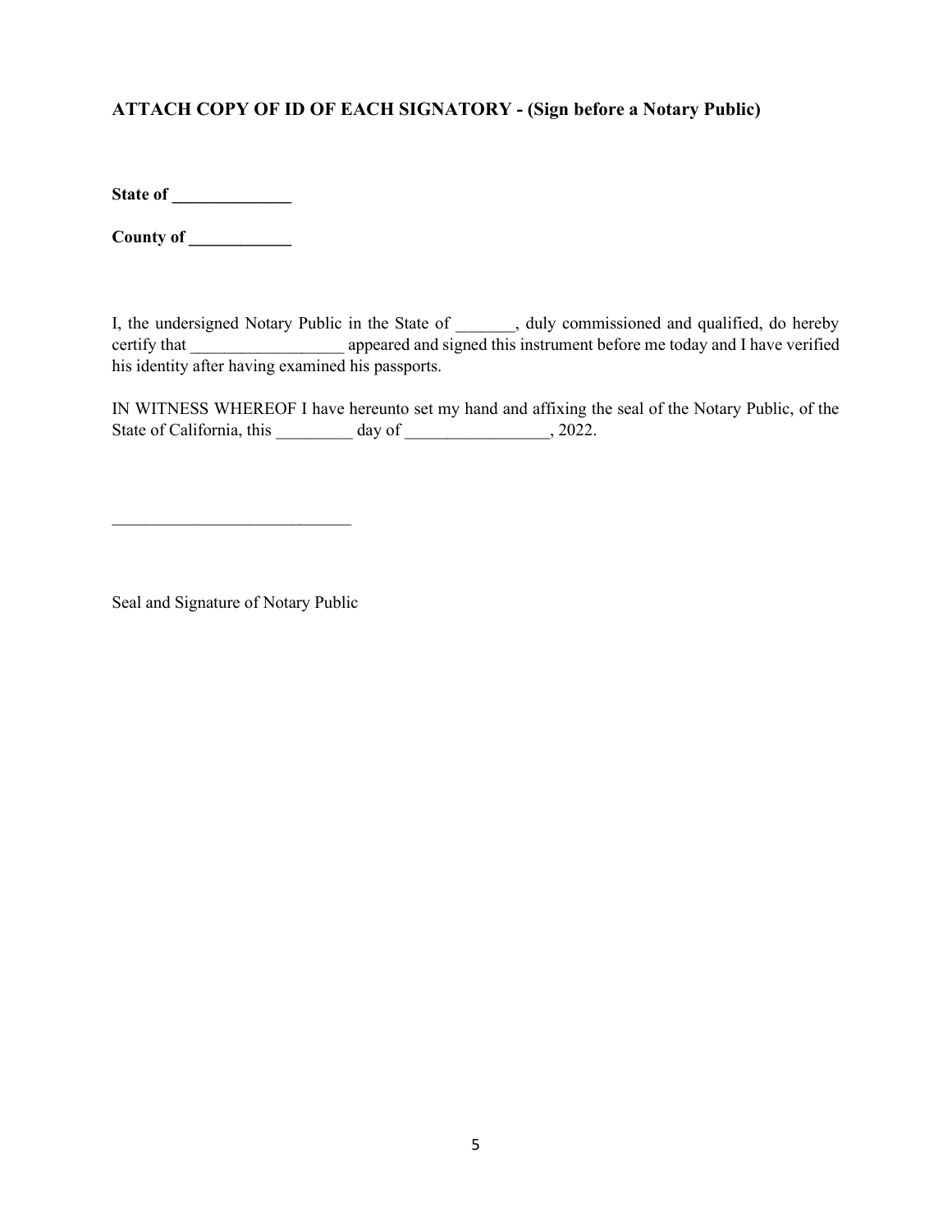**ATTACH COPY OF ID OF EACH SIGNATORY - (Sign before a Notary Public)**

**State of ______________**

**County of ____________**

I, the undersigned Notary Public in the State of _______, duly commissioned and qualified, do hereby certify that __________________ appeared and signed this instrument before me today and I have verified his identity after having examined his passports.

IN WITNESS WHEREOF I have hereunto set my hand and affixing the seal of the Notary Public, of the State of California, this _________ day of _________________, 2022.

____________________________

Seal and Signature of Notary Public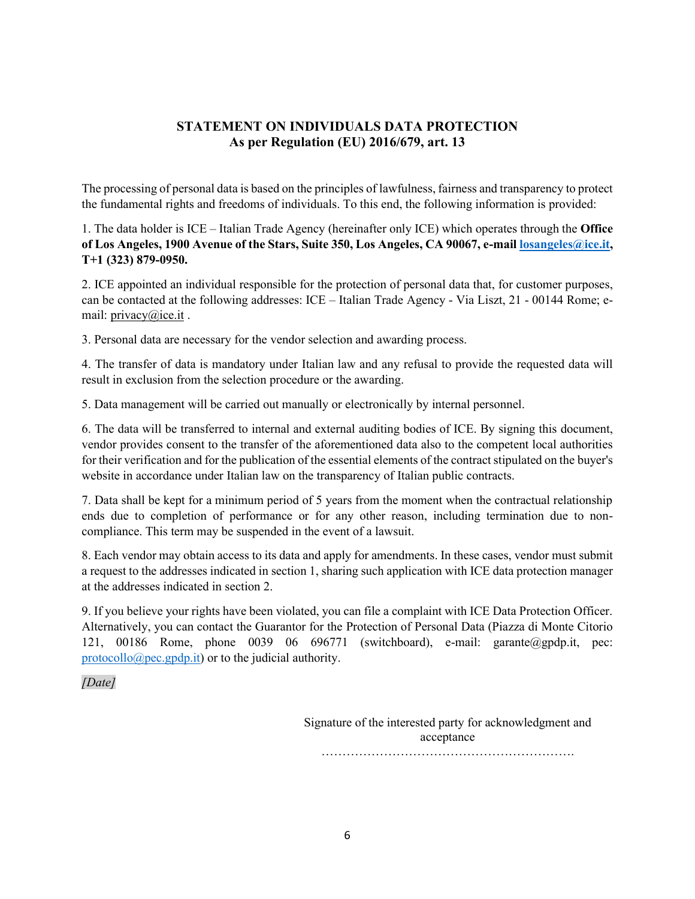**STATEMENT ON INDIVIDUALS DATA PROTECTION**
**As per Regulation (EU) 2016/679, art. 13**

The processing of personal data is based on the principles of lawfulness, fairness and transparency to protect the fundamental rights and freedoms of individuals. To this end, the following information is provided:

1. The data holder is ICE – Italian Trade Agency (hereinafter only ICE) which operates through the **Office of Los Angeles, 1900 Avenue of the Stars, Suite 350, Los Angeles, CA 90067, e-mail losangeles@ice.it, T+1 (323) 879-0950.**

2. ICE appointed an individual responsible for the protection of personal data that, for customer purposes, can be contacted at the following addresses: ICE – Italian Trade Agency - Via Liszt, 21 - 00144 Rome; e-mail: privacy@ice.it .

3. Personal data are necessary for the vendor selection and awarding process.

4. The transfer of data is mandatory under Italian law and any refusal to provide the requested data will result in exclusion from the selection procedure or the awarding.

5. Data management will be carried out manually or electronically by internal personnel.

6. The data will be transferred to internal and external auditing bodies of ICE. By signing this document, vendor provides consent to the transfer of the aforementioned data also to the competent local authorities for their verification and for the publication of the essential elements of the contract stipulated on the buyer's website in accordance under Italian law on the transparency of Italian public contracts.

7. Data shall be kept for a minimum period of 5 years from the moment when the contractual relationship ends due to completion of performance or for any other reason, including termination due to non-compliance. This term may be suspended in the event of a lawsuit.

8. Each vendor may obtain access to its data and apply for amendments. In these cases, vendor must submit a request to the addresses indicated in section 1, sharing such application with ICE data protection manager at the addresses indicated in section 2.

9. If you believe your rights have been violated, you can file a complaint with ICE Data Protection Officer. Alternatively, you can contact the Guarantor for the Protection of Personal Data (Piazza di Monte Citorio 121, 00186 Rome, phone 0039 06 696771 (switchboard), e-mail: garante@gpdp.it, pec: protocollo@pec.gpdp.it) or to the judicial authority.

*[Date]*

Signature of the interested party for acknowledgment and acceptance

……………………………………………………